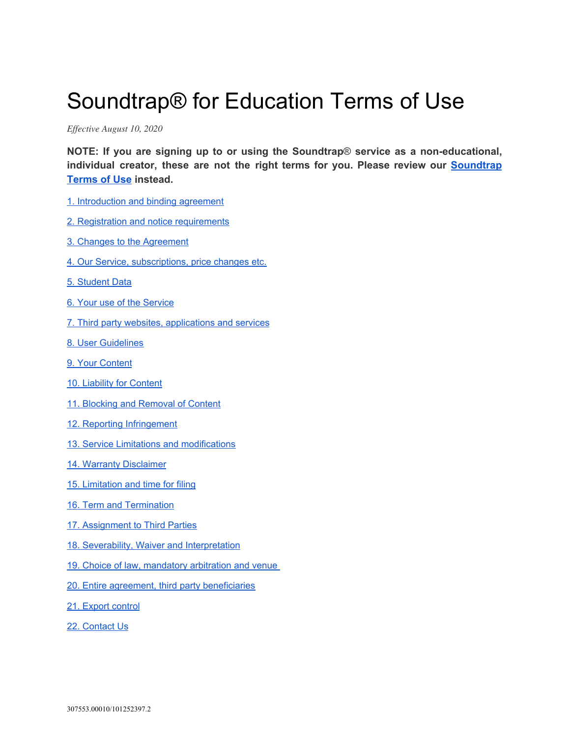# Soundtrap® for Education Terms of Use

*Effective August 10, 2020*

**NOTE: If you are signing up to or using the Soundtrap® service as a non-educational, individual creator, these are not the right terms for you. Please review our Soundtrap Terms of Use instead.**

1. Introduction and binding agreement

2. Registration and notice requirements

3. Changes to the Agreement

4. Our Service, subscriptions, price changes etc.

5. Student Data

6. Your use of the Service

7. Third party websites, applications and services

8. User Guidelines

9. Your Content

10. Liability for Content

11. Blocking and Removal of Content

12. Reporting Infringement

13. Service Limitations and modifications

14. Warranty Disclaimer

15. Limitation and time for filing

16. Term and Termination

17. Assignment to Third Parties

18. Severability, Waiver and Interpretation

19. Choice of law, mandatory arbitration and venue

20. Entire agreement, third party beneficiaries

21. Export control

22. Contact Us

307553.00010/101252397.2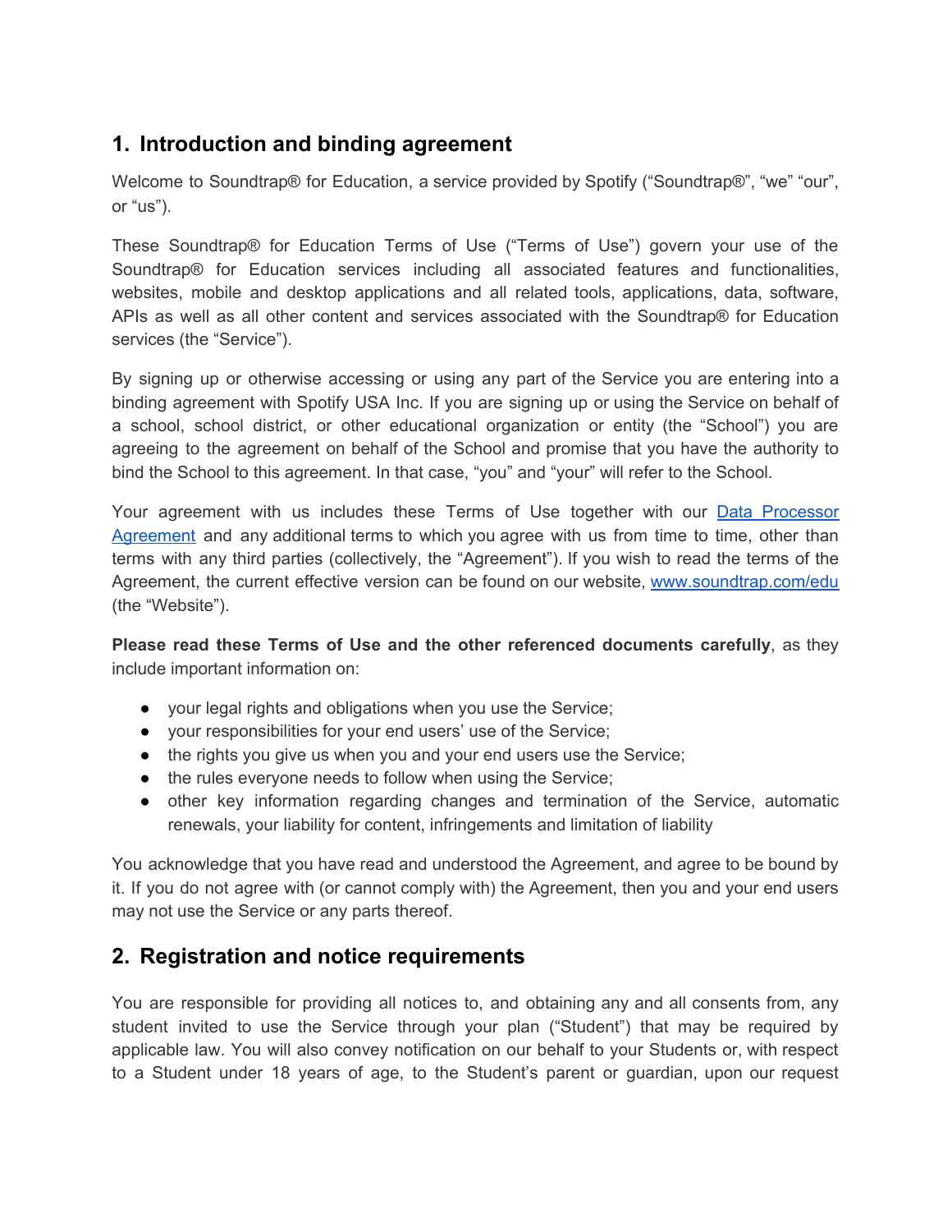## 1. Introduction and binding agreement

Welcome to Soundtrap® for Education, a service provided by Spotify ("Soundtrap®", "we" "our", or "us").

These Soundtrap® for Education Terms of Use ("Terms of Use") govern your use of the Soundtrap® for Education services including all associated features and functionalities, websites, mobile and desktop applications and all related tools, applications, data, software, APIs as well as all other content and services associated with the Soundtrap® for Education services (the "Service").

By signing up or otherwise accessing or using any part of the Service you are entering into a binding agreement with Spotify USA Inc. If you are signing up or using the Service on behalf of a school, school district, or other educational organization or entity (the "School") you are agreeing to the agreement on behalf of the School and promise that you have the authority to bind the School to this agreement. In that case, "you" and "your" will refer to the School.

Your agreement with us includes these Terms of Use together with our [Data Processor Agreement] and any additional terms to which you agree with us from time to time, other than terms with any third parties (collectively, the "Agreement"). If you wish to read the terms of the Agreement, the current effective version can be found on our website, [www.soundtrap.com/edu] (the "Website").

**Please read these Terms of Use and the other referenced documents carefully**, as they include important information on:

- your legal rights and obligations when you use the Service;
- your responsibilities for your end users' use of the Service;
- the rights you give us when you and your end users use the Service;
- the rules everyone needs to follow when using the Service;
- other key information regarding changes and termination of the Service, automatic renewals, your liability for content, infringements and limitation of liability

You acknowledge that you have read and understood the Agreement, and agree to be bound by it. If you do not agree with (or cannot comply with) the Agreement, then you and your end users may not use the Service or any parts thereof.

## 2. Registration and notice requirements

You are responsible for providing all notices to, and obtaining any and all consents from, any student invited to use the Service through your plan ("Student") that may be required by applicable law. You will also convey notification on our behalf to your Students or, with respect to a Student under 18 years of age, to the Student's parent or guardian, upon our request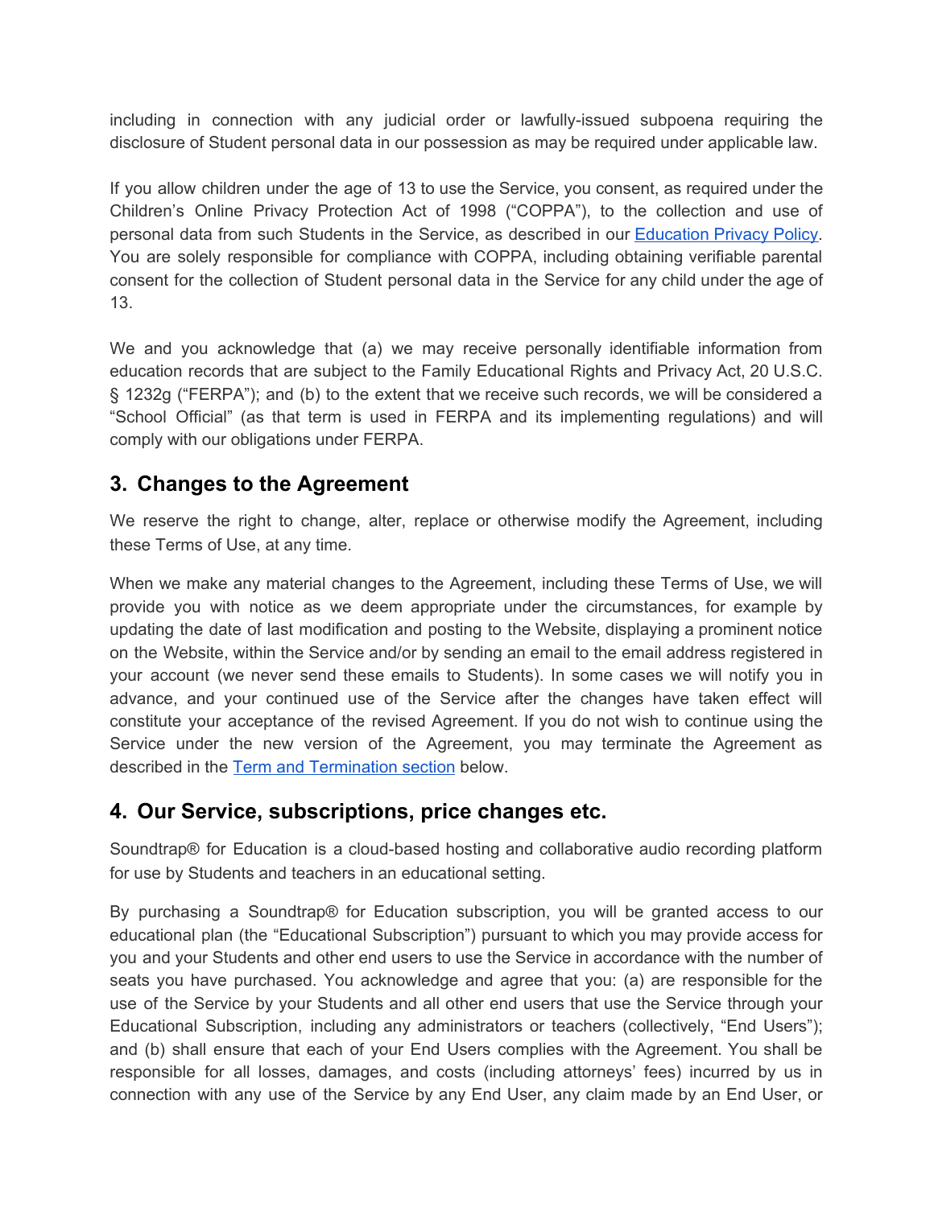including in connection with any judicial order or lawfully-issued subpoena requiring the disclosure of Student personal data in our possession as may be required under applicable law.

If you allow children under the age of 13 to use the Service, you consent, as required under the Children's Online Privacy Protection Act of 1998 ("COPPA"), to the collection and use of personal data from such Students in the Service, as described in our [Education Privacy Policy](). You are solely responsible for compliance with COPPA, including obtaining verifiable parental consent for the collection of Student personal data in the Service for any child under the age of 13.

We and you acknowledge that (a) we may receive personally identifiable information from education records that are subject to the Family Educational Rights and Privacy Act, 20 U.S.C. § 1232g ("FERPA"); and (b) to the extent that we receive such records, we will be considered a "School Official" (as that term is used in FERPA and its implementing regulations) and will comply with our obligations under FERPA.

## 3. Changes to the Agreement

We reserve the right to change, alter, replace or otherwise modify the Agreement, including these Terms of Use, at any time.

When we make any material changes to the Agreement, including these Terms of Use, we will provide you with notice as we deem appropriate under the circumstances, for example by updating the date of last modification and posting to the Website, displaying a prominent notice on the Website, within the Service and/or by sending an email to the email address registered in your account (we never send these emails to Students). In some cases we will notify you in advance, and your continued use of the Service after the changes have taken effect will constitute your acceptance of the revised Agreement. If you do not wish to continue using the Service under the new version of the Agreement, you may terminate the Agreement as described in the [Term and Termination section]() below.

## 4. Our Service, subscriptions, price changes etc.

Soundtrap® for Education is a cloud-based hosting and collaborative audio recording platform for use by Students and teachers in an educational setting.

By purchasing a Soundtrap® for Education subscription, you will be granted access to our educational plan (the "Educational Subscription") pursuant to which you may provide access for you and your Students and other end users to use the Service in accordance with the number of seats you have purchased. You acknowledge and agree that you: (a) are responsible for the use of the Service by your Students and all other end users that use the Service through your Educational Subscription, including any administrators or teachers (collectively, "End Users"); and (b) shall ensure that each of your End Users complies with the Agreement. You shall be responsible for all losses, damages, and costs (including attorneys' fees) incurred by us in connection with any use of the Service by any End User, any claim made by an End User, or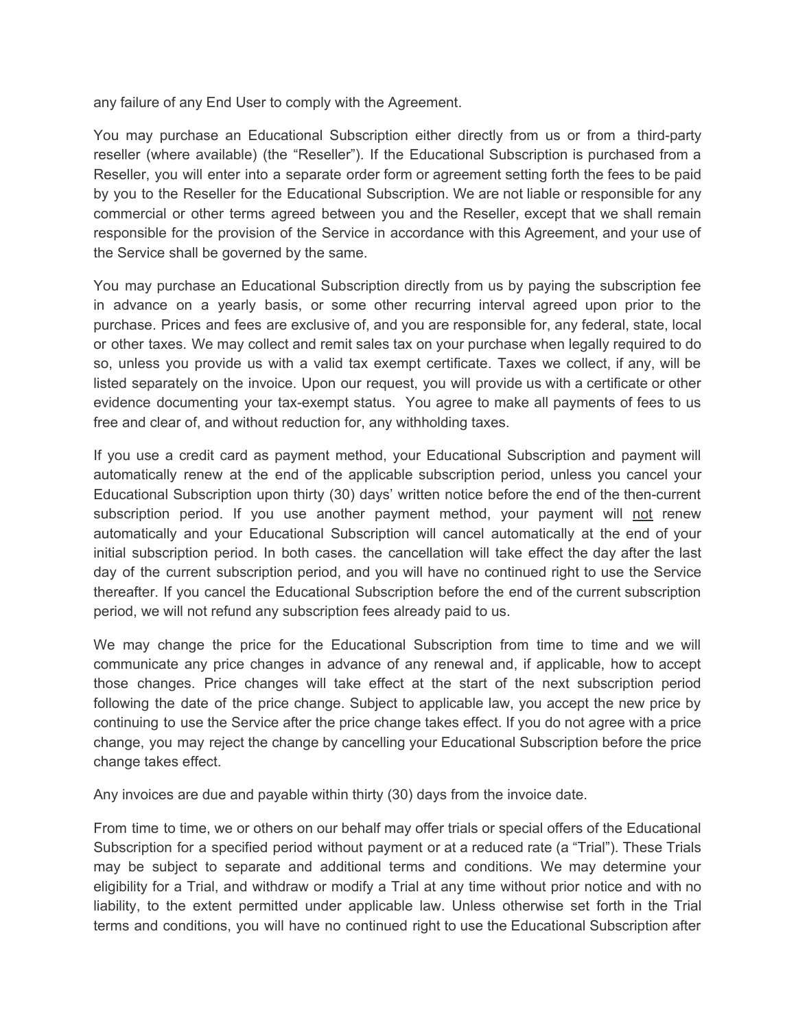any failure of any End User to comply with the Agreement.

You may purchase an Educational Subscription either directly from us or from a third-party reseller (where available) (the "Reseller"). If the Educational Subscription is purchased from a Reseller, you will enter into a separate order form or agreement setting forth the fees to be paid by you to the Reseller for the Educational Subscription. We are not liable or responsible for any commercial or other terms agreed between you and the Reseller, except that we shall remain responsible for the provision of the Service in accordance with this Agreement, and your use of the Service shall be governed by the same.

You may purchase an Educational Subscription directly from us by paying the subscription fee in advance on a yearly basis, or some other recurring interval agreed upon prior to the purchase. Prices and fees are exclusive of, and you are responsible for, any federal, state, local or other taxes. We may collect and remit sales tax on your purchase when legally required to do so, unless you provide us with a valid tax exempt certificate. Taxes we collect, if any, will be listed separately on the invoice. Upon our request, you will provide us with a certificate or other evidence documenting your tax-exempt status. You agree to make all payments of fees to us free and clear of, and without reduction for, any withholding taxes.

If you use a credit card as payment method, your Educational Subscription and payment will automatically renew at the end of the applicable subscription period, unless you cancel your Educational Subscription upon thirty (30) days' written notice before the end of the then-current subscription period. If you use another payment method, your payment will <u>not</u> renew automatically and your Educational Subscription will cancel automatically at the end of your initial subscription period. In both cases. the cancellation will take effect the day after the last day of the current subscription period, and you will have no continued right to use the Service thereafter. If you cancel the Educational Subscription before the end of the current subscription period, we will not refund any subscription fees already paid to us.

We may change the price for the Educational Subscription from time to time and we will communicate any price changes in advance of any renewal and, if applicable, how to accept those changes. Price changes will take effect at the start of the next subscription period following the date of the price change. Subject to applicable law, you accept the new price by continuing to use the Service after the price change takes effect. If you do not agree with a price change, you may reject the change by cancelling your Educational Subscription before the price change takes effect.

Any invoices are due and payable within thirty (30) days from the invoice date.

From time to time, we or others on our behalf may offer trials or special offers of the Educational Subscription for a specified period without payment or at a reduced rate (a "Trial"). These Trials may be subject to separate and additional terms and conditions. We may determine your eligibility for a Trial, and withdraw or modify a Trial at any time without prior notice and with no liability, to the extent permitted under applicable law. Unless otherwise set forth in the Trial terms and conditions, you will have no continued right to use the Educational Subscription after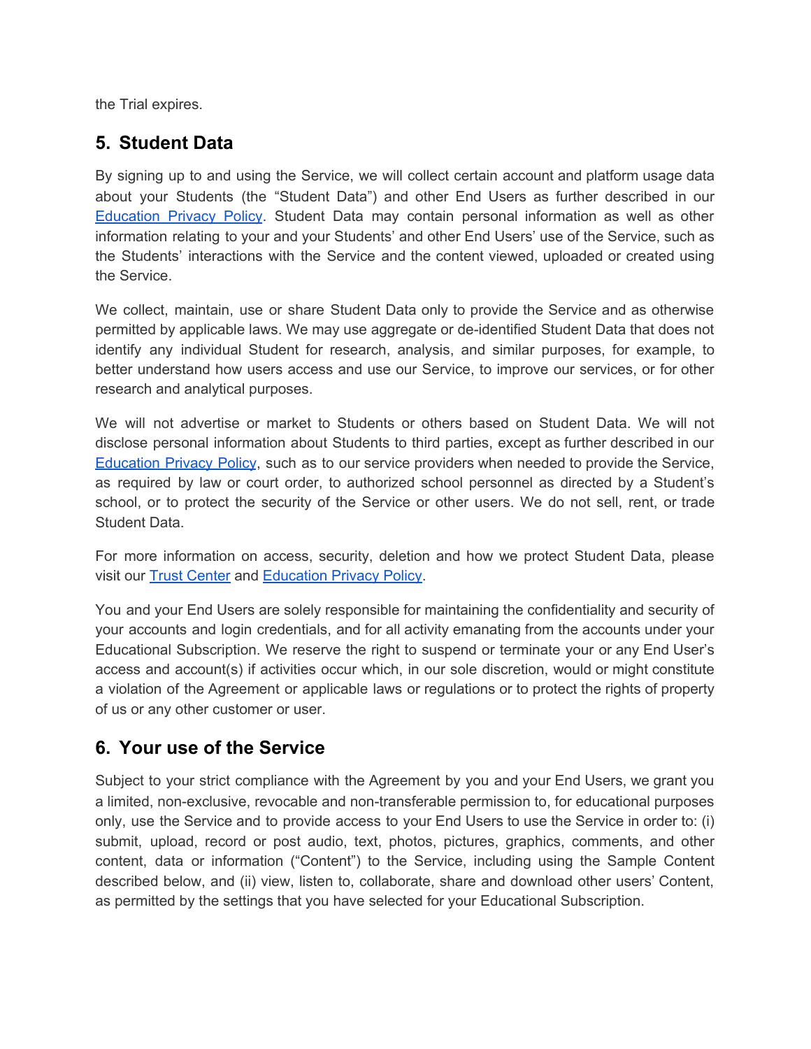the Trial expires.

## 5. Student Data

By signing up to and using the Service, we will collect certain account and platform usage data about your Students (the "Student Data") and other End Users as further described in our [Education Privacy Policy](). Student Data may contain personal information as well as other information relating to your and your Students' and other End Users' use of the Service, such as the Students' interactions with the Service and the content viewed, uploaded or created using the Service.

We collect, maintain, use or share Student Data only to provide the Service and as otherwise permitted by applicable laws. We may use aggregate or de-identified Student Data that does not identify any individual Student for research, analysis, and similar purposes, for example, to better understand how users access and use our Service, to improve our services, or for other research and analytical purposes.

We will not advertise or market to Students or others based on Student Data. We will not disclose personal information about Students to third parties, except as further described in our [Education Privacy Policy](), such as to our service providers when needed to provide the Service, as required by law or court order, to authorized school personnel as directed by a Student's school, or to protect the security of the Service or other users. We do not sell, rent, or trade Student Data.

For more information on access, security, deletion and how we protect Student Data, please visit our [Trust Center]() and [Education Privacy Policy]().

You and your End Users are solely responsible for maintaining the confidentiality and security of your accounts and login credentials, and for all activity emanating from the accounts under your Educational Subscription. We reserve the right to suspend or terminate your or any End User's access and account(s) if activities occur which, in our sole discretion, would or might constitute a violation of the Agreement or applicable laws or regulations or to protect the rights of property of us or any other customer or user.

## 6. Your use of the Service

Subject to your strict compliance with the Agreement by you and your End Users, we grant you a limited, non-exclusive, revocable and non-transferable permission to, for educational purposes only, use the Service and to provide access to your End Users to use the Service in order to: (i) submit, upload, record or post audio, text, photos, pictures, graphics, comments, and other content, data or information ("Content") to the Service, including using the Sample Content described below, and (ii) view, listen to, collaborate, share and download other users' Content, as permitted by the settings that you have selected for your Educational Subscription.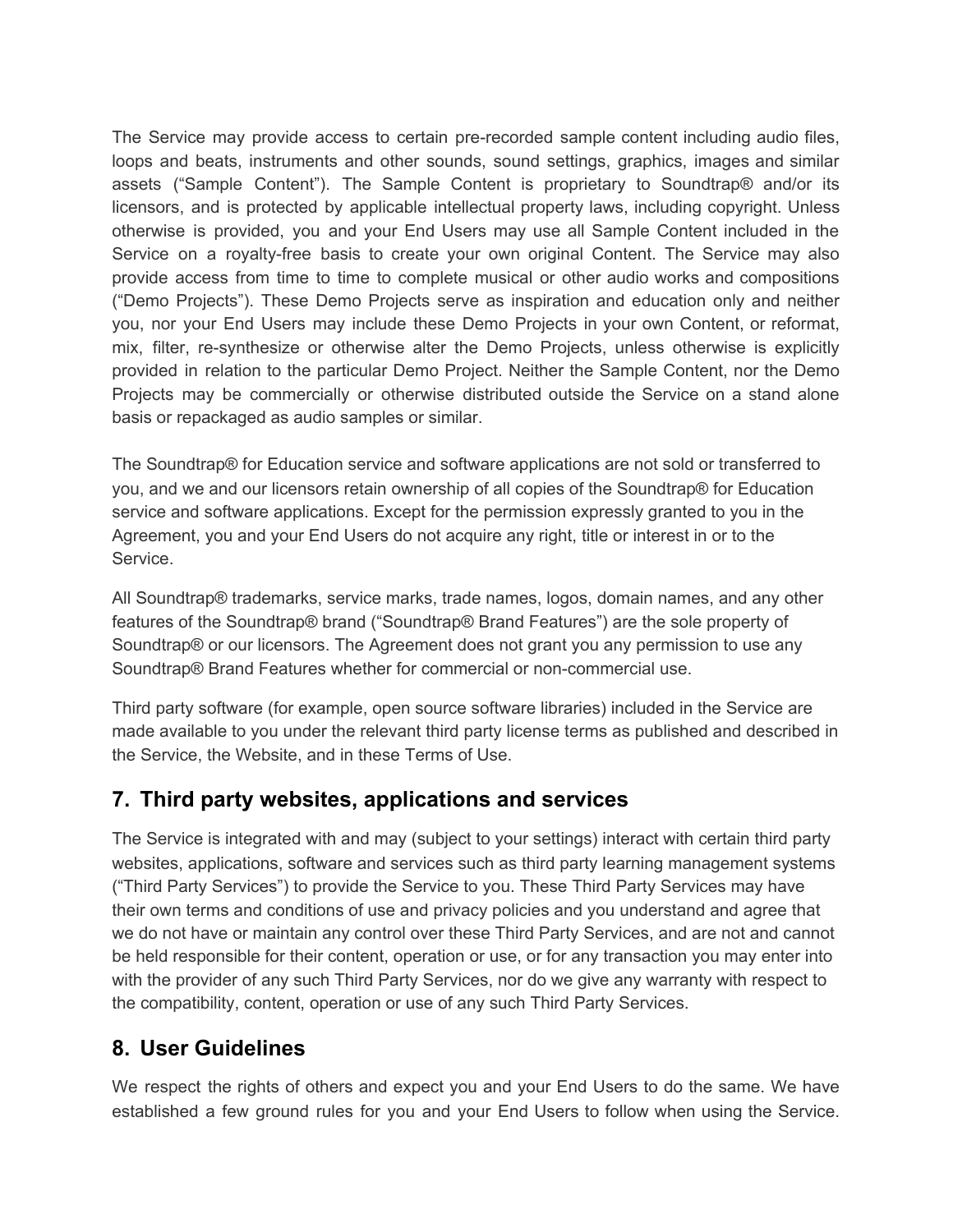The Service may provide access to certain pre-recorded sample content including audio files, loops and beats, instruments and other sounds, sound settings, graphics, images and similar assets ("Sample Content"). The Sample Content is proprietary to Soundtrap® and/or its licensors, and is protected by applicable intellectual property laws, including copyright. Unless otherwise is provided, you and your End Users may use all Sample Content included in the Service on a royalty-free basis to create your own original Content. The Service may also provide access from time to time to complete musical or other audio works and compositions ("Demo Projects"). These Demo Projects serve as inspiration and education only and neither you, nor your End Users may include these Demo Projects in your own Content, or reformat, mix, filter, re-synthesize or otherwise alter the Demo Projects, unless otherwise is explicitly provided in relation to the particular Demo Project. Neither the Sample Content, nor the Demo Projects may be commercially or otherwise distributed outside the Service on a stand alone basis or repackaged as audio samples or similar.

The Soundtrap® for Education service and software applications are not sold or transferred to you, and we and our licensors retain ownership of all copies of the Soundtrap® for Education service and software applications. Except for the permission expressly granted to you in the Agreement, you and your End Users do not acquire any right, title or interest in or to the Service.

All Soundtrap® trademarks, service marks, trade names, logos, domain names, and any other features of the Soundtrap® brand ("Soundtrap® Brand Features") are the sole property of Soundtrap® or our licensors. The Agreement does not grant you any permission to use any Soundtrap® Brand Features whether for commercial or non-commercial use.

Third party software (for example, open source software libraries) included in the Service are made available to you under the relevant third party license terms as published and described in the Service, the Website, and in these Terms of Use.

## 7. Third party websites, applications and services

The Service is integrated with and may (subject to your settings) interact with certain third party websites, applications, software and services such as third party learning management systems ("Third Party Services") to provide the Service to you. These Third Party Services may have their own terms and conditions of use and privacy policies and you understand and agree that we do not have or maintain any control over these Third Party Services, and are not and cannot be held responsible for their content, operation or use, or for any transaction you may enter into with the provider of any such Third Party Services, nor do we give any warranty with respect to the compatibility, content, operation or use of any such Third Party Services.

## 8. User Guidelines

We respect the rights of others and expect you and your End Users to do the same. We have established a few ground rules for you and your End Users to follow when using the Service.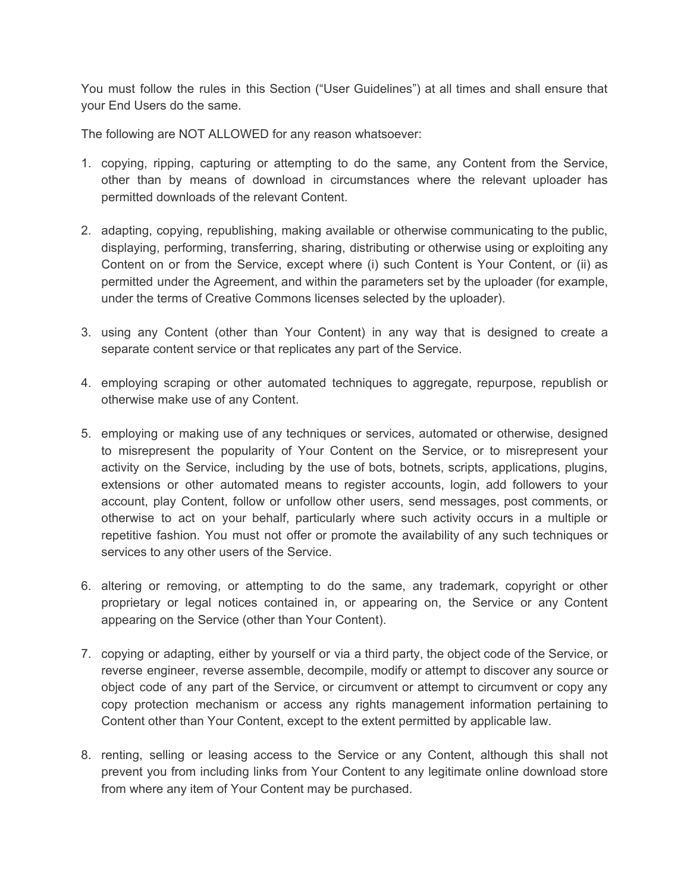You must follow the rules in this Section ("User Guidelines") at all times and shall ensure that your End Users do the same.

The following are NOT ALLOWED for any reason whatsoever:

1. copying, ripping, capturing or attempting to do the same, any Content from the Service, other than by means of download in circumstances where the relevant uploader has permitted downloads of the relevant Content.

2. adapting, copying, republishing, making available or otherwise communicating to the public, displaying, performing, transferring, sharing, distributing or otherwise using or exploiting any Content on or from the Service, except where (i) such Content is Your Content, or (ii) as permitted under the Agreement, and within the parameters set by the uploader (for example, under the terms of Creative Commons licenses selected by the uploader).

3. using any Content (other than Your Content) in any way that is designed to create a separate content service or that replicates any part of the Service.

4. employing scraping or other automated techniques to aggregate, repurpose, republish or otherwise make use of any Content.

5. employing or making use of any techniques or services, automated or otherwise, designed to misrepresent the popularity of Your Content on the Service, or to misrepresent your activity on the Service, including by the use of bots, botnets, scripts, applications, plugins, extensions or other automated means to register accounts, login, add followers to your account, play Content, follow or unfollow other users, send messages, post comments, or otherwise to act on your behalf, particularly where such activity occurs in a multiple or repetitive fashion. You must not offer or promote the availability of any such techniques or services to any other users of the Service.

6. altering or removing, or attempting to do the same, any trademark, copyright or other proprietary or legal notices contained in, or appearing on, the Service or any Content appearing on the Service (other than Your Content).

7. copying or adapting, either by yourself or via a third party, the object code of the Service, or reverse engineer, reverse assemble, decompile, modify or attempt to discover any source or object code of any part of the Service, or circumvent or attempt to circumvent or copy any copy protection mechanism or access any rights management information pertaining to Content other than Your Content, except to the extent permitted by applicable law.

8. renting, selling or leasing access to the Service or any Content, although this shall not prevent you from including links from Your Content to any legitimate online download store from where any item of Your Content may be purchased.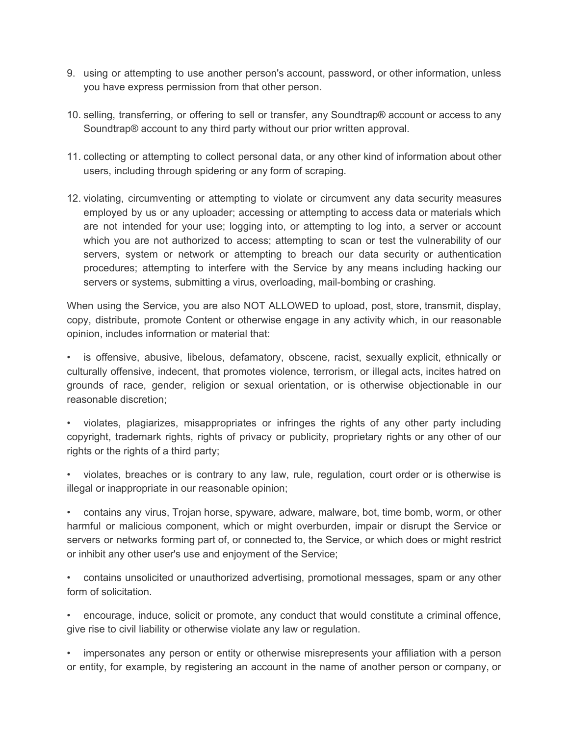9. using or attempting to use another person's account, password, or other information, unless you have express permission from that other person.

10. selling, transferring, or offering to sell or transfer, any Soundtrap® account or access to any Soundtrap® account to any third party without our prior written approval.

11. collecting or attempting to collect personal data, or any other kind of information about other users, including through spidering or any form of scraping.

12. violating, circumventing or attempting to violate or circumvent any data security measures employed by us or any uploader; accessing or attempting to access data or materials which are not intended for your use; logging into, or attempting to log into, a server or account which you are not authorized to access; attempting to scan or test the vulnerability of our servers, system or network or attempting to breach our data security or authentication procedures; attempting to interfere with the Service by any means including hacking our servers or systems, submitting a virus, overloading, mail-bombing or crashing.

When using the Service, you are also NOT ALLOWED to upload, post, store, transmit, display, copy, distribute, promote Content or otherwise engage in any activity which, in our reasonable opinion, includes information or material that:

- is offensive, abusive, libelous, defamatory, obscene, racist, sexually explicit, ethnically or culturally offensive, indecent, that promotes violence, terrorism, or illegal acts, incites hatred on grounds of race, gender, religion or sexual orientation, or is otherwise objectionable in our reasonable discretion;

- violates, plagiarizes, misappropriates or infringes the rights of any other party including copyright, trademark rights, rights of privacy or publicity, proprietary rights or any other of our rights or the rights of a third party;

- violates, breaches or is contrary to any law, rule, regulation, court order or is otherwise is illegal or inappropriate in our reasonable opinion;

- contains any virus, Trojan horse, spyware, adware, malware, bot, time bomb, worm, or other harmful or malicious component, which or might overburden, impair or disrupt the Service or servers or networks forming part of, or connected to, the Service, or which does or might restrict or inhibit any other user's use and enjoyment of the Service;

- contains unsolicited or unauthorized advertising, promotional messages, spam or any other form of solicitation.

- encourage, induce, solicit or promote, any conduct that would constitute a criminal offence, give rise to civil liability or otherwise violate any law or regulation.

- impersonates any person or entity or otherwise misrepresents your affiliation with a person or entity, for example, by registering an account in the name of another person or company, or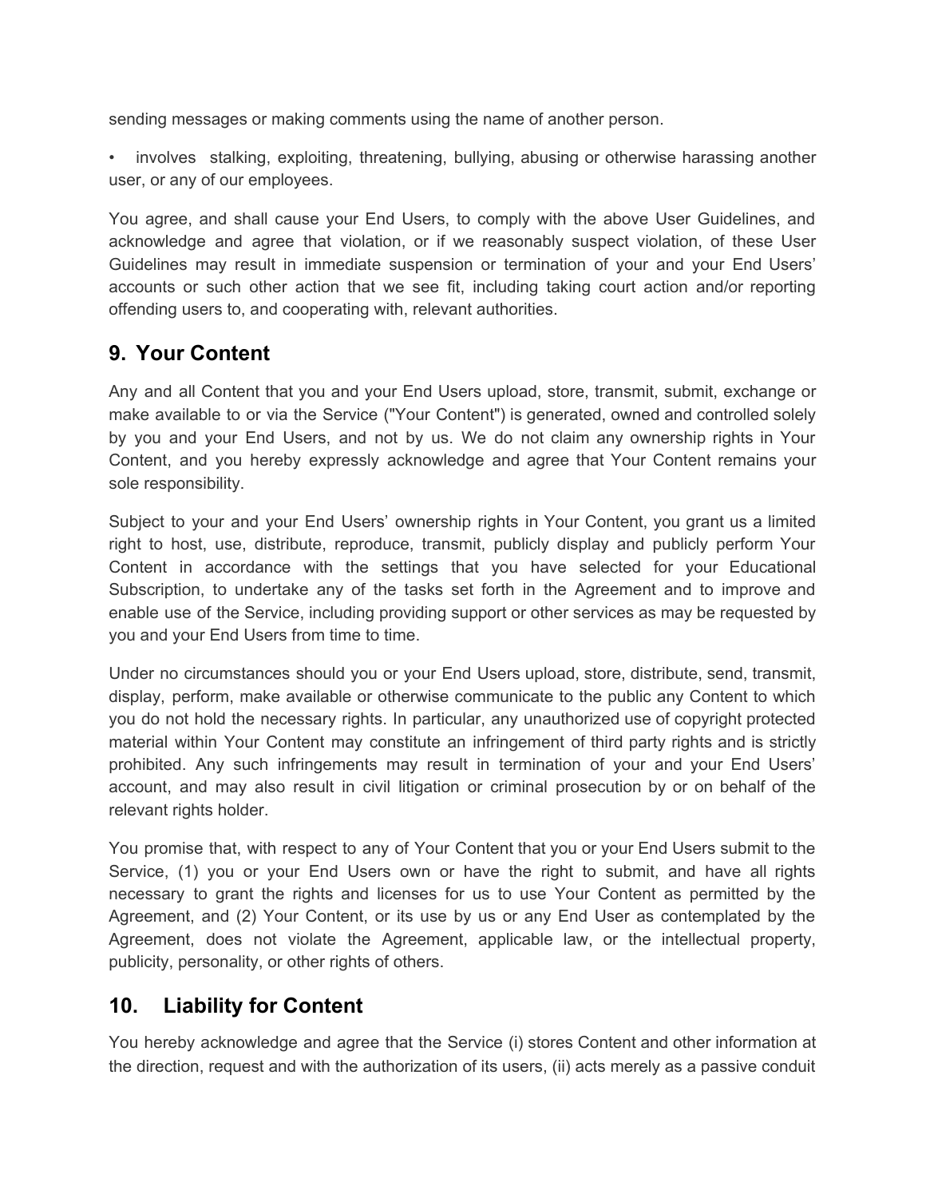sending messages or making comments using the name of another person.

- involves stalking, exploiting, threatening, bullying, abusing or otherwise harassing another user, or any of our employees.

You agree, and shall cause your End Users, to comply with the above User Guidelines, and acknowledge and agree that violation, or if we reasonably suspect violation, of these User Guidelines may result in immediate suspension or termination of your and your End Users' accounts or such other action that we see fit, including taking court action and/or reporting offending users to, and cooperating with, relevant authorities.

## 9. Your Content

Any and all Content that you and your End Users upload, store, transmit, submit, exchange or make available to or via the Service ("Your Content") is generated, owned and controlled solely by you and your End Users, and not by us. We do not claim any ownership rights in Your Content, and you hereby expressly acknowledge and agree that Your Content remains your sole responsibility.

Subject to your and your End Users' ownership rights in Your Content, you grant us a limited right to host, use, distribute, reproduce, transmit, publicly display and publicly perform Your Content in accordance with the settings that you have selected for your Educational Subscription, to undertake any of the tasks set forth in the Agreement and to improve and enable use of the Service, including providing support or other services as may be requested by you and your End Users from time to time.

Under no circumstances should you or your End Users upload, store, distribute, send, transmit, display, perform, make available or otherwise communicate to the public any Content to which you do not hold the necessary rights. In particular, any unauthorized use of copyright protected material within Your Content may constitute an infringement of third party rights and is strictly prohibited. Any such infringements may result in termination of your and your End Users' account, and may also result in civil litigation or criminal prosecution by or on behalf of the relevant rights holder.

You promise that, with respect to any of Your Content that you or your End Users submit to the Service, (1) you or your End Users own or have the right to submit, and have all rights necessary to grant the rights and licenses for us to use Your Content as permitted by the Agreement, and (2) Your Content, or its use by us or any End User as contemplated by the Agreement, does not violate the Agreement, applicable law, or the intellectual property, publicity, personality, or other rights of others.

## 10. Liability for Content

You hereby acknowledge and agree that the Service (i) stores Content and other information at the direction, request and with the authorization of its users, (ii) acts merely as a passive conduit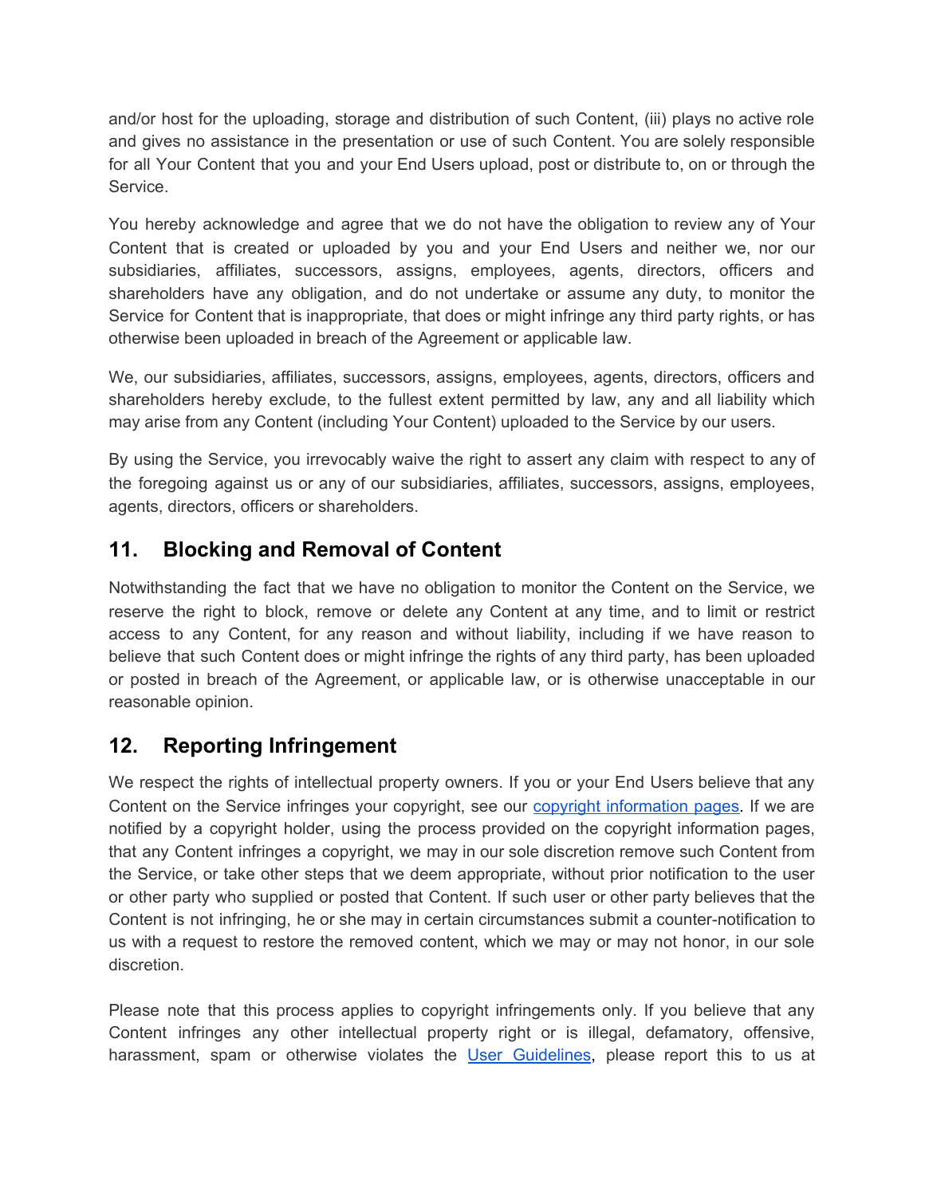and/or host for the uploading, storage and distribution of such Content, (iii) plays no active role and gives no assistance in the presentation or use of such Content. You are solely responsible for all Your Content that you and your End Users upload, post or distribute to, on or through the Service.

You hereby acknowledge and agree that we do not have the obligation to review any of Your Content that is created or uploaded by you and your End Users and neither we, nor our subsidiaries, affiliates, successors, assigns, employees, agents, directors, officers and shareholders have any obligation, and do not undertake or assume any duty, to monitor the Service for Content that is inappropriate, that does or might infringe any third party rights, or has otherwise been uploaded in breach of the Agreement or applicable law.

We, our subsidiaries, affiliates, successors, assigns, employees, agents, directors, officers and shareholders hereby exclude, to the fullest extent permitted by law, any and all liability which may arise from any Content (including Your Content) uploaded to the Service by our users.

By using the Service, you irrevocably waive the right to assert any claim with respect to any of the foregoing against us or any of our subsidiaries, affiliates, successors, assigns, employees, agents, directors, officers or shareholders.

## 11. Blocking and Removal of Content

Notwithstanding the fact that we have no obligation to monitor the Content on the Service, we reserve the right to block, remove or delete any Content at any time, and to limit or restrict access to any Content, for any reason and without liability, including if we have reason to believe that such Content does or might infringe the rights of any third party, has been uploaded or posted in breach of the Agreement, or applicable law, or is otherwise unacceptable in our reasonable opinion.

## 12. Reporting Infringement

We respect the rights of intellectual property owners. If you or your End Users believe that any Content on the Service infringes your copyright, see our [copyright information pages](). If we are notified by a copyright holder, using the process provided on the copyright information pages, that any Content infringes a copyright, we may in our sole discretion remove such Content from the Service, or take other steps that we deem appropriate, without prior notification to the user or other party who supplied or posted that Content. If such user or other party believes that the Content is not infringing, he or she may in certain circumstances submit a counter-notification to us with a request to restore the removed content, which we may or may not honor, in our sole discretion.

Please note that this process applies to copyright infringements only. If you believe that any Content infringes any other intellectual property right or is illegal, defamatory, offensive, harassment, spam or otherwise violates the [User Guidelines](), please report this to us at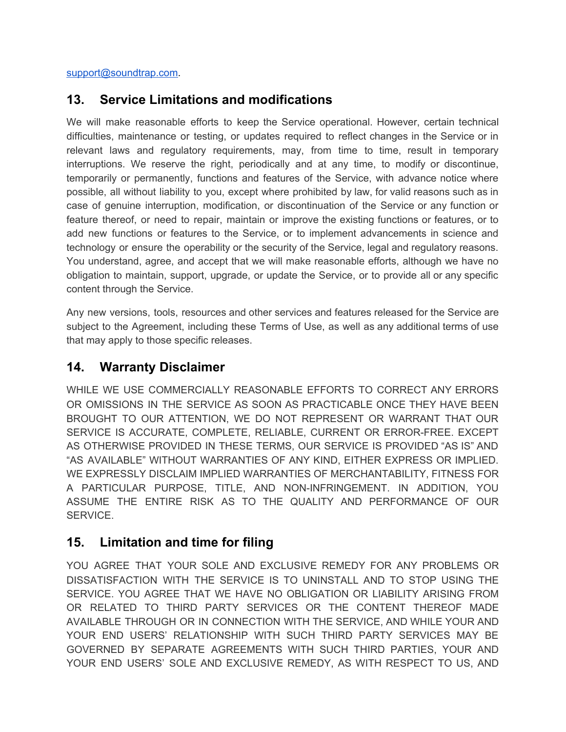support@soundtrap.com.

## 13. Service Limitations and modifications

We will make reasonable efforts to keep the Service operational. However, certain technical difficulties, maintenance or testing, or updates required to reflect changes in the Service or in relevant laws and regulatory requirements, may, from time to time, result in temporary interruptions. We reserve the right, periodically and at any time, to modify or discontinue, temporarily or permanently, functions and features of the Service, with advance notice where possible, all without liability to you, except where prohibited by law, for valid reasons such as in case of genuine interruption, modification, or discontinuation of the Service or any function or feature thereof, or need to repair, maintain or improve the existing functions or features, or to add new functions or features to the Service, or to implement advancements in science and technology or ensure the operability or the security of the Service, legal and regulatory reasons. You understand, agree, and accept that we will make reasonable efforts, although we have no obligation to maintain, support, upgrade, or update the Service, or to provide all or any specific content through the Service.

Any new versions, tools, resources and other services and features released for the Service are subject to the Agreement, including these Terms of Use, as well as any additional terms of use that may apply to those specific releases.

## 14. Warranty Disclaimer

WHILE WE USE COMMERCIALLY REASONABLE EFFORTS TO CORRECT ANY ERRORS OR OMISSIONS IN THE SERVICE AS SOON AS PRACTICABLE ONCE THEY HAVE BEEN BROUGHT TO OUR ATTENTION, WE DO NOT REPRESENT OR WARRANT THAT OUR SERVICE IS ACCURATE, COMPLETE, RELIABLE, CURRENT OR ERROR-FREE. EXCEPT AS OTHERWISE PROVIDED IN THESE TERMS, OUR SERVICE IS PROVIDED "AS IS" AND "AS AVAILABLE" WITHOUT WARRANTIES OF ANY KIND, EITHER EXPRESS OR IMPLIED. WE EXPRESSLY DISCLAIM IMPLIED WARRANTIES OF MERCHANTABILITY, FITNESS FOR A PARTICULAR PURPOSE, TITLE, AND NON-INFRINGEMENT. IN ADDITION, YOU ASSUME THE ENTIRE RISK AS TO THE QUALITY AND PERFORMANCE OF OUR SERVICE.

## 15. Limitation and time for filing

YOU AGREE THAT YOUR SOLE AND EXCLUSIVE REMEDY FOR ANY PROBLEMS OR DISSATISFACTION WITH THE SERVICE IS TO UNINSTALL AND TO STOP USING THE SERVICE. YOU AGREE THAT WE HAVE NO OBLIGATION OR LIABILITY ARISING FROM OR RELATED TO THIRD PARTY SERVICES OR THE CONTENT THEREOF MADE AVAILABLE THROUGH OR IN CONNECTION WITH THE SERVICE, AND WHILE YOUR AND YOUR END USERS' RELATIONSHIP WITH SUCH THIRD PARTY SERVICES MAY BE GOVERNED BY SEPARATE AGREEMENTS WITH SUCH THIRD PARTIES, YOUR AND YOUR END USERS' SOLE AND EXCLUSIVE REMEDY, AS WITH RESPECT TO US, AND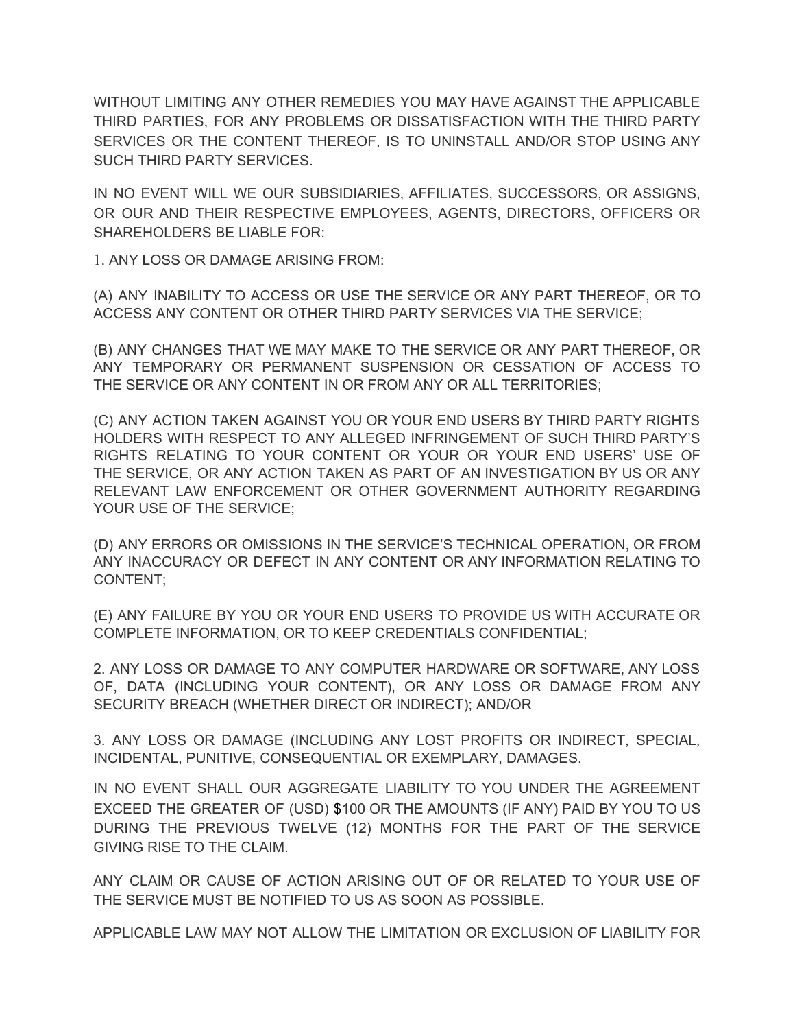WITHOUT LIMITING ANY OTHER REMEDIES YOU MAY HAVE AGAINST THE APPLICABLE THIRD PARTIES, FOR ANY PROBLEMS OR DISSATISFACTION WITH THE THIRD PARTY SERVICES OR THE CONTENT THEREOF, IS TO UNINSTALL AND/OR STOP USING ANY SUCH THIRD PARTY SERVICES.

IN NO EVENT WILL WE OUR SUBSIDIARIES, AFFILIATES, SUCCESSORS, OR ASSIGNS, OR OUR AND THEIR RESPECTIVE EMPLOYEES, AGENTS, DIRECTORS, OFFICERS OR SHAREHOLDERS BE LIABLE FOR:

1. ANY LOSS OR DAMAGE ARISING FROM:

(A) ANY INABILITY TO ACCESS OR USE THE SERVICE OR ANY PART THEREOF, OR TO ACCESS ANY CONTENT OR OTHER THIRD PARTY SERVICES VIA THE SERVICE;

(B) ANY CHANGES THAT WE MAY MAKE TO THE SERVICE OR ANY PART THEREOF, OR ANY TEMPORARY OR PERMANENT SUSPENSION OR CESSATION OF ACCESS TO THE SERVICE OR ANY CONTENT IN OR FROM ANY OR ALL TERRITORIES;

(C) ANY ACTION TAKEN AGAINST YOU OR YOUR END USERS BY THIRD PARTY RIGHTS HOLDERS WITH RESPECT TO ANY ALLEGED INFRINGEMENT OF SUCH THIRD PARTY'S RIGHTS RELATING TO YOUR CONTENT OR YOUR OR YOUR END USERS' USE OF THE SERVICE, OR ANY ACTION TAKEN AS PART OF AN INVESTIGATION BY US OR ANY RELEVANT LAW ENFORCEMENT OR OTHER GOVERNMENT AUTHORITY REGARDING YOUR USE OF THE SERVICE;

(D) ANY ERRORS OR OMISSIONS IN THE SERVICE'S TECHNICAL OPERATION, OR FROM ANY INACCURACY OR DEFECT IN ANY CONTENT OR ANY INFORMATION RELATING TO CONTENT;

(E) ANY FAILURE BY YOU OR YOUR END USERS TO PROVIDE US WITH ACCURATE OR COMPLETE INFORMATION, OR TO KEEP CREDENTIALS CONFIDENTIAL;

2. ANY LOSS OR DAMAGE TO ANY COMPUTER HARDWARE OR SOFTWARE, ANY LOSS OF, DATA (INCLUDING YOUR CONTENT), OR ANY LOSS OR DAMAGE FROM ANY SECURITY BREACH (WHETHER DIRECT OR INDIRECT); AND/OR

3. ANY LOSS OR DAMAGE (INCLUDING ANY LOST PROFITS OR INDIRECT, SPECIAL, INCIDENTAL, PUNITIVE, CONSEQUENTIAL OR EXEMPLARY, DAMAGES.

IN NO EVENT SHALL OUR AGGREGATE LIABILITY TO YOU UNDER THE AGREEMENT EXCEED THE GREATER OF (USD) $100 OR THE AMOUNTS (IF ANY) PAID BY YOU TO US DURING THE PREVIOUS TWELVE (12) MONTHS FOR THE PART OF THE SERVICE GIVING RISE TO THE CLAIM.

ANY CLAIM OR CAUSE OF ACTION ARISING OUT OF OR RELATED TO YOUR USE OF THE SERVICE MUST BE NOTIFIED TO US AS SOON AS POSSIBLE.

APPLICABLE LAW MAY NOT ALLOW THE LIMITATION OR EXCLUSION OF LIABILITY FOR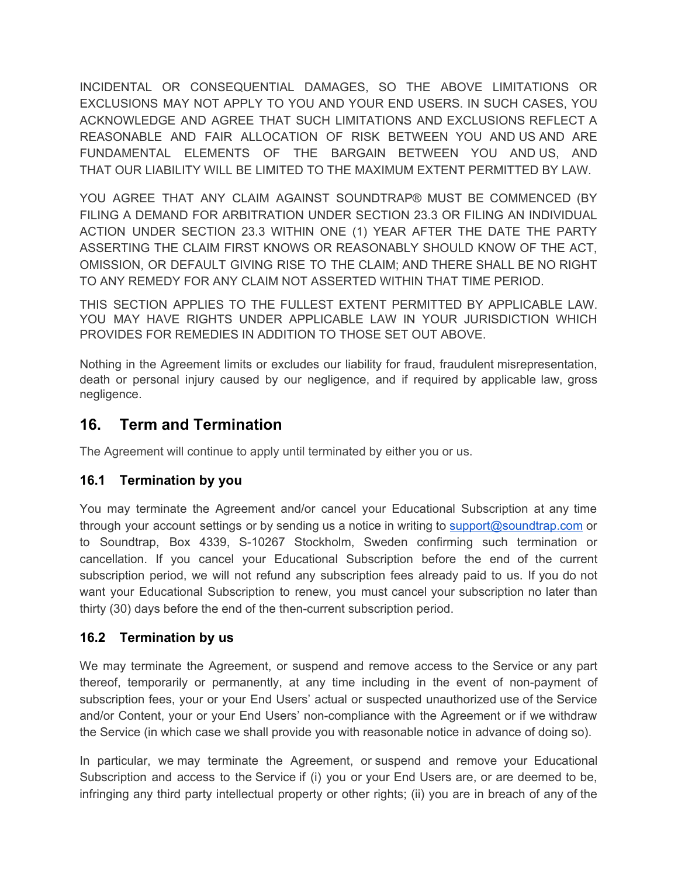INCIDENTAL OR CONSEQUENTIAL DAMAGES, SO THE ABOVE LIMITATIONS OR EXCLUSIONS MAY NOT APPLY TO YOU AND YOUR END USERS. IN SUCH CASES, YOU ACKNOWLEDGE AND AGREE THAT SUCH LIMITATIONS AND EXCLUSIONS REFLECT A REASONABLE AND FAIR ALLOCATION OF RISK BETWEEN YOU AND US AND ARE FUNDAMENTAL ELEMENTS OF THE BARGAIN BETWEEN YOU AND US, AND THAT OUR LIABILITY WILL BE LIMITED TO THE MAXIMUM EXTENT PERMITTED BY LAW.

YOU AGREE THAT ANY CLAIM AGAINST SOUNDTRAP® MUST BE COMMENCED (BY FILING A DEMAND FOR ARBITRATION UNDER SECTION 23.3 OR FILING AN INDIVIDUAL ACTION UNDER SECTION 23.3 WITHIN ONE (1) YEAR AFTER THE DATE THE PARTY ASSERTING THE CLAIM FIRST KNOWS OR REASONABLY SHOULD KNOW OF THE ACT, OMISSION, OR DEFAULT GIVING RISE TO THE CLAIM; AND THERE SHALL BE NO RIGHT TO ANY REMEDY FOR ANY CLAIM NOT ASSERTED WITHIN THAT TIME PERIOD.

THIS SECTION APPLIES TO THE FULLEST EXTENT PERMITTED BY APPLICABLE LAW. YOU MAY HAVE RIGHTS UNDER APPLICABLE LAW IN YOUR JURISDICTION WHICH PROVIDES FOR REMEDIES IN ADDITION TO THOSE SET OUT ABOVE.

Nothing in the Agreement limits or excludes our liability for fraud, fraudulent misrepresentation, death or personal injury caused by our negligence, and if required by applicable law, gross negligence.

## 16. Term and Termination

The Agreement will continue to apply until terminated by either you or us.

### 16.1 Termination by you

You may terminate the Agreement and/or cancel your Educational Subscription at any time through your account settings or by sending us a notice in writing to support@soundtrap.com or to Soundtrap, Box 4339, S-10267 Stockholm, Sweden confirming such termination or cancellation. If you cancel your Educational Subscription before the end of the current subscription period, we will not refund any subscription fees already paid to us. If you do not want your Educational Subscription to renew, you must cancel your subscription no later than thirty (30) days before the end of the then-current subscription period.

### 16.2 Termination by us

We may terminate the Agreement, or suspend and remove access to the Service or any part thereof, temporarily or permanently, at any time including in the event of non-payment of subscription fees, your or your End Users' actual or suspected unauthorized use of the Service and/or Content, your or your End Users' non-compliance with the Agreement or if we withdraw the Service (in which case we shall provide you with reasonable notice in advance of doing so).

In particular, we may terminate the Agreement, or suspend and remove your Educational Subscription and access to the Service if (i) you or your End Users are, or are deemed to be, infringing any third party intellectual property or other rights; (ii) you are in breach of any of the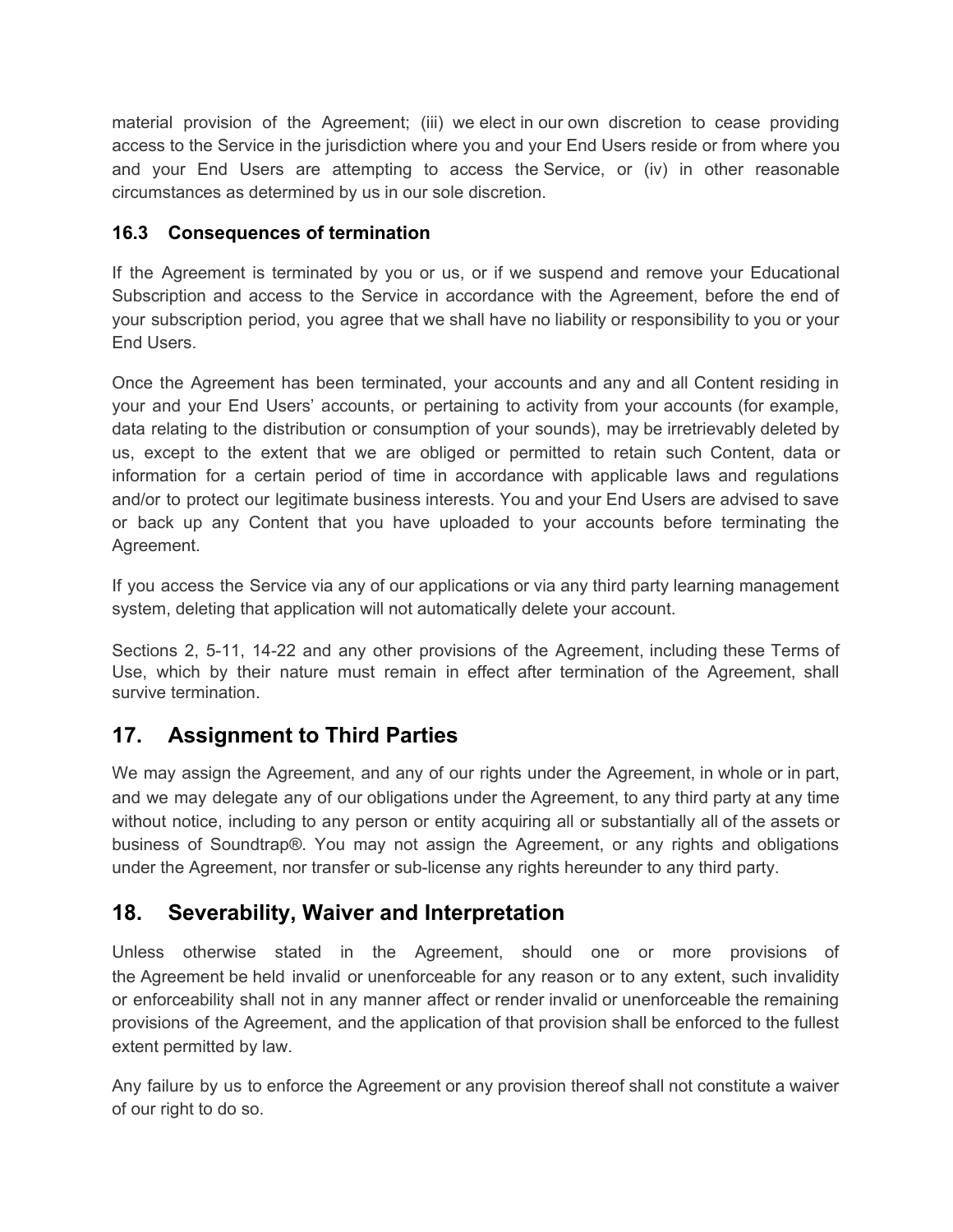material provision of the Agreement; (iii) we elect in our own discretion to cease providing access to the Service in the jurisdiction where you and your End Users reside or from where you and your End Users are attempting to access the Service, or (iv) in other reasonable circumstances as determined by us in our sole discretion.

### 16.3 Consequences of termination

If the Agreement is terminated by you or us, or if we suspend and remove your Educational Subscription and access to the Service in accordance with the Agreement, before the end of your subscription period, you agree that we shall have no liability or responsibility to you or your End Users.

Once the Agreement has been terminated, your accounts and any and all Content residing in your and your End Users' accounts, or pertaining to activity from your accounts (for example, data relating to the distribution or consumption of your sounds), may be irretrievably deleted by us, except to the extent that we are obliged or permitted to retain such Content, data or information for a certain period of time in accordance with applicable laws and regulations and/or to protect our legitimate business interests. You and your End Users are advised to save or back up any Content that you have uploaded to your accounts before terminating the Agreement.

If you access the Service via any of our applications or via any third party learning management system, deleting that application will not automatically delete your account.

Sections 2, 5-11, 14-22 and any other provisions of the Agreement, including these Terms of Use, which by their nature must remain in effect after termination of the Agreement, shall survive termination.

## 17. Assignment to Third Parties

We may assign the Agreement, and any of our rights under the Agreement, in whole or in part, and we may delegate any of our obligations under the Agreement, to any third party at any time without notice, including to any person or entity acquiring all or substantially all of the assets or business of Soundtrap®. You may not assign the Agreement, or any rights and obligations under the Agreement, nor transfer or sub-license any rights hereunder to any third party.

## 18. Severability, Waiver and Interpretation

Unless otherwise stated in the Agreement, should one or more provisions of the Agreement be held invalid or unenforceable for any reason or to any extent, such invalidity or enforceability shall not in any manner affect or render invalid or unenforceable the remaining provisions of the Agreement, and the application of that provision shall be enforced to the fullest extent permitted by law.

Any failure by us to enforce the Agreement or any provision thereof shall not constitute a waiver of our right to do so.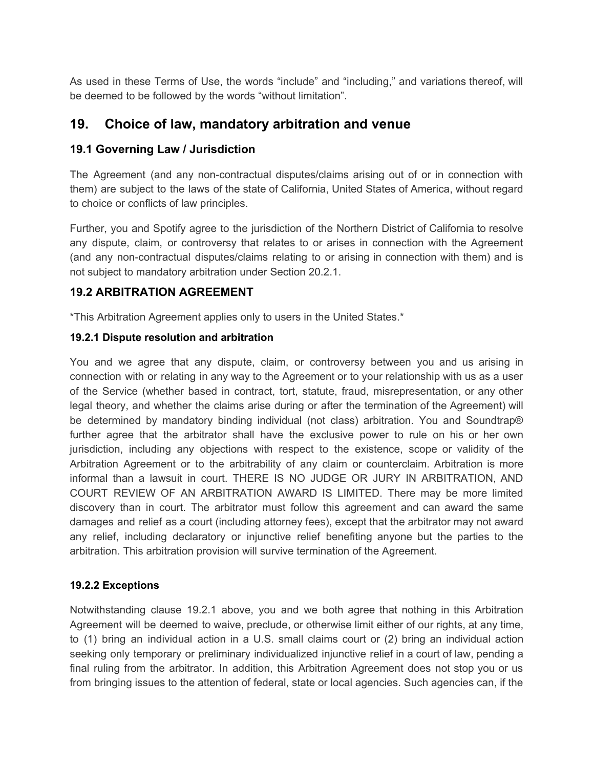As used in these Terms of Use, the words "include" and "including," and variations thereof, will be deemed to be followed by the words "without limitation".

## 19. Choice of law, mandatory arbitration and venue

### 19.1 Governing Law / Jurisdiction

The Agreement (and any non-contractual disputes/claims arising out of or in connection with them) are subject to the laws of the state of California, United States of America, without regard to choice or conflicts of law principles.

Further, you and Spotify agree to the jurisdiction of the Northern District of California to resolve any dispute, claim, or controversy that relates to or arises in connection with the Agreement (and any non-contractual disputes/claims relating to or arising in connection with them) and is not subject to mandatory arbitration under Section 20.2.1.

### 19.2 ARBITRATION AGREEMENT

*This Arbitration Agreement applies only to users in the United States.*

#### 19.2.1 Dispute resolution and arbitration

You and we agree that any dispute, claim, or controversy between you and us arising in connection with or relating in any way to the Agreement or to your relationship with us as a user of the Service (whether based in contract, tort, statute, fraud, misrepresentation, or any other legal theory, and whether the claims arise during or after the termination of the Agreement) will be determined by mandatory binding individual (not class) arbitration. You and Soundtrap® further agree that the arbitrator shall have the exclusive power to rule on his or her own jurisdiction, including any objections with respect to the existence, scope or validity of the Arbitration Agreement or to the arbitrability of any claim or counterclaim. Arbitration is more informal than a lawsuit in court. THERE IS NO JUDGE OR JURY IN ARBITRATION, AND COURT REVIEW OF AN ARBITRATION AWARD IS LIMITED. There may be more limited discovery than in court. The arbitrator must follow this agreement and can award the same damages and relief as a court (including attorney fees), except that the arbitrator may not award any relief, including declaratory or injunctive relief benefiting anyone but the parties to the arbitration. This arbitration provision will survive termination of the Agreement.

#### 19.2.2 Exceptions

Notwithstanding clause 19.2.1 above, you and we both agree that nothing in this Arbitration Agreement will be deemed to waive, preclude, or otherwise limit either of our rights, at any time, to (1) bring an individual action in a U.S. small claims court or (2) bring an individual action seeking only temporary or preliminary individualized injunctive relief in a court of law, pending a final ruling from the arbitrator. In addition, this Arbitration Agreement does not stop you or us from bringing issues to the attention of federal, state or local agencies. Such agencies can, if the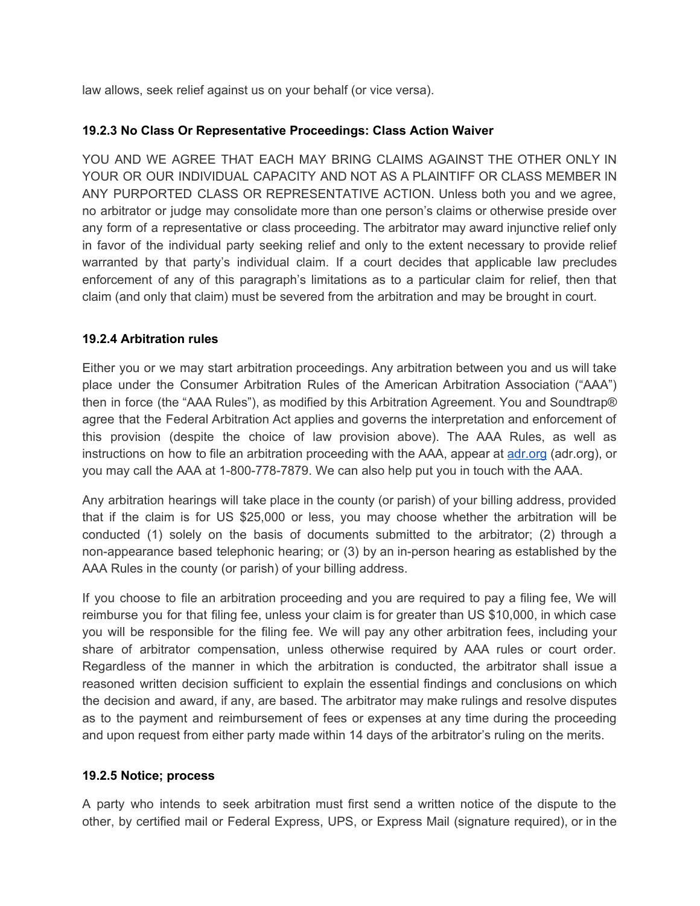law allows, seek relief against us on your behalf (or vice versa).

**19.2.3 No Class Or Representative Proceedings: Class Action Waiver**

YOU AND WE AGREE THAT EACH MAY BRING CLAIMS AGAINST THE OTHER ONLY IN YOUR OR OUR INDIVIDUAL CAPACITY AND NOT AS A PLAINTIFF OR CLASS MEMBER IN ANY PURPORTED CLASS OR REPRESENTATIVE ACTION. Unless both you and we agree, no arbitrator or judge may consolidate more than one person's claims or otherwise preside over any form of a representative or class proceeding. The arbitrator may award injunctive relief only in favor of the individual party seeking relief and only to the extent necessary to provide relief warranted by that party's individual claim. If a court decides that applicable law precludes enforcement of any of this paragraph's limitations as to a particular claim for relief, then that claim (and only that claim) must be severed from the arbitration and may be brought in court.

**19.2.4 Arbitration rules**

Either you or we may start arbitration proceedings. Any arbitration between you and us will take place under the Consumer Arbitration Rules of the American Arbitration Association ("AAA") then in force (the "AAA Rules"), as modified by this Arbitration Agreement. You and Soundtrap® agree that the Federal Arbitration Act applies and governs the interpretation and enforcement of this provision (despite the choice of law provision above). The AAA Rules, as well as instructions on how to file an arbitration proceeding with the AAA, appear at [adr.org](https://adr.org) (adr.org), or you may call the AAA at 1-800-778-7879. We can also help put you in touch with the AAA.

Any arbitration hearings will take place in the county (or parish) of your billing address, provided that if the claim is for US $25,000 or less, you may choose whether the arbitration will be conducted (1) solely on the basis of documents submitted to the arbitrator; (2) through a non-appearance based telephonic hearing; or (3) by an in-person hearing as established by the AAA Rules in the county (or parish) of your billing address.

If you choose to file an arbitration proceeding and you are required to pay a filing fee, We will reimburse you for that filing fee, unless your claim is for greater than US $10,000, in which case you will be responsible for the filing fee. We will pay any other arbitration fees, including your share of arbitrator compensation, unless otherwise required by AAA rules or court order. Regardless of the manner in which the arbitration is conducted, the arbitrator shall issue a reasoned written decision sufficient to explain the essential findings and conclusions on which the decision and award, if any, are based. The arbitrator may make rulings and resolve disputes as to the payment and reimbursement of fees or expenses at any time during the proceeding and upon request from either party made within 14 days of the arbitrator's ruling on the merits.

**19.2.5 Notice; process**

A party who intends to seek arbitration must first send a written notice of the dispute to the other, by certified mail or Federal Express, UPS, or Express Mail (signature required), or in the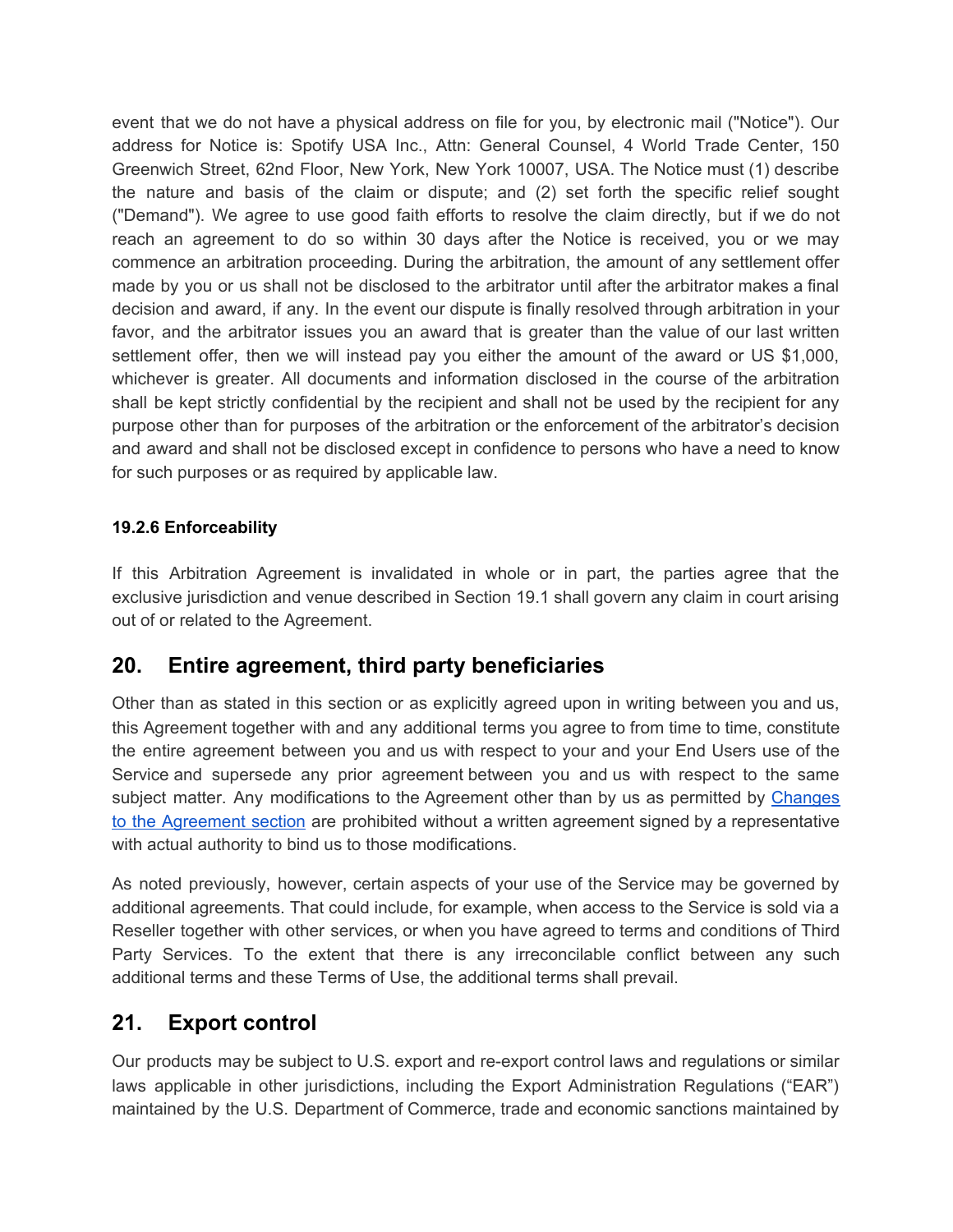event that we do not have a physical address on file for you, by electronic mail ("Notice"). Our address for Notice is: Spotify USA Inc., Attn: General Counsel, 4 World Trade Center, 150 Greenwich Street, 62nd Floor, New York, New York 10007, USA. The Notice must (1) describe the nature and basis of the claim or dispute; and (2) set forth the specific relief sought ("Demand"). We agree to use good faith efforts to resolve the claim directly, but if we do not reach an agreement to do so within 30 days after the Notice is received, you or we may commence an arbitration proceeding. During the arbitration, the amount of any settlement offer made by you or us shall not be disclosed to the arbitrator until after the arbitrator makes a final decision and award, if any. In the event our dispute is finally resolved through arbitration in your favor, and the arbitrator issues you an award that is greater than the value of our last written settlement offer, then we will instead pay you either the amount of the award or US $1,000, whichever is greater. All documents and information disclosed in the course of the arbitration shall be kept strictly confidential by the recipient and shall not be used by the recipient for any purpose other than for purposes of the arbitration or the enforcement of the arbitrator's decision and award and shall not be disclosed except in confidence to persons who have a need to know for such purposes or as required by applicable law.

#### 19.2.6 Enforceability

If this Arbitration Agreement is invalidated in whole or in part, the parties agree that the exclusive jurisdiction and venue described in Section 19.1 shall govern any claim in court arising out of or related to the Agreement.

## 20. Entire agreement, third party beneficiaries

Other than as stated in this section or as explicitly agreed upon in writing between you and us, this Agreement together with and any additional terms you agree to from time to time, constitute the entire agreement between you and us with respect to your and your End Users use of the Service and supersede any prior agreement between you and us with respect to the same subject matter. Any modifications to the Agreement other than by us as permitted by Changes to the Agreement section are prohibited without a written agreement signed by a representative with actual authority to bind us to those modifications.

As noted previously, however, certain aspects of your use of the Service may be governed by additional agreements. That could include, for example, when access to the Service is sold via a Reseller together with other services, or when you have agreed to terms and conditions of Third Party Services. To the extent that there is any irreconcilable conflict between any such additional terms and these Terms of Use, the additional terms shall prevail.

## 21. Export control

Our products may be subject to U.S. export and re-export control laws and regulations or similar laws applicable in other jurisdictions, including the Export Administration Regulations ("EAR") maintained by the U.S. Department of Commerce, trade and economic sanctions maintained by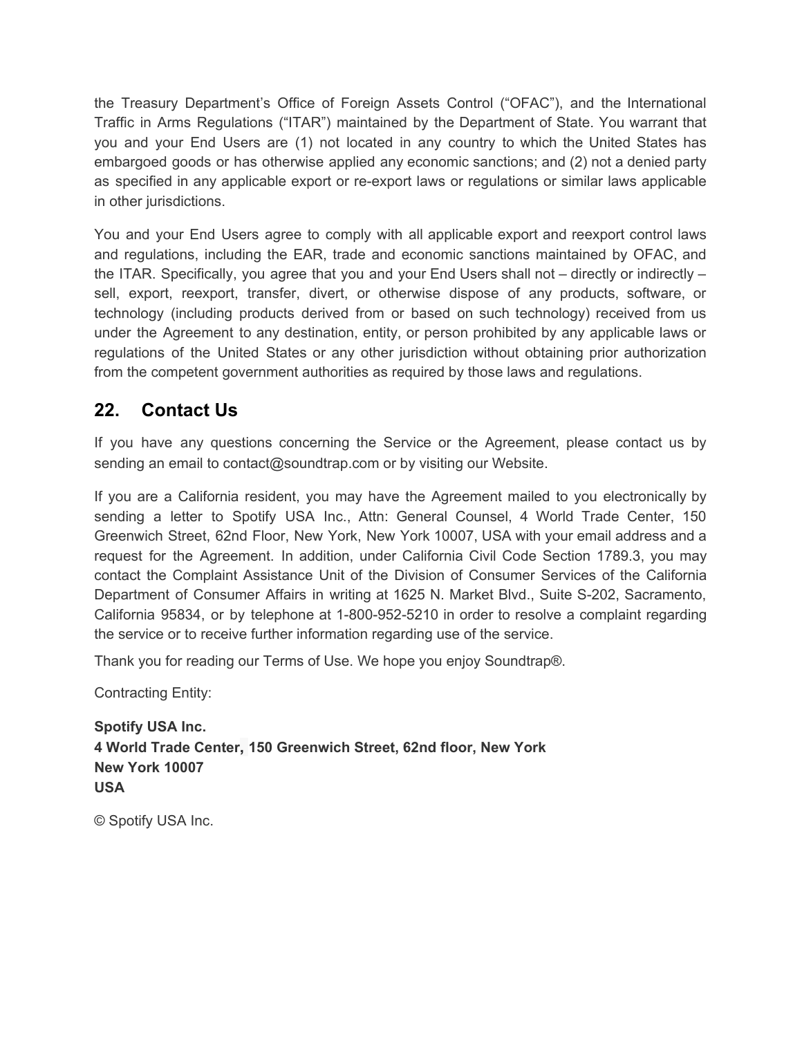the Treasury Department's Office of Foreign Assets Control ("OFAC"), and the International Traffic in Arms Regulations ("ITAR") maintained by the Department of State. You warrant that you and your End Users are (1) not located in any country to which the United States has embargoed goods or has otherwise applied any economic sanctions; and (2) not a denied party as specified in any applicable export or re-export laws or regulations or similar laws applicable in other jurisdictions.

You and your End Users agree to comply with all applicable export and reexport control laws and regulations, including the EAR, trade and economic sanctions maintained by OFAC, and the ITAR. Specifically, you agree that you and your End Users shall not – directly or indirectly – sell, export, reexport, transfer, divert, or otherwise dispose of any products, software, or technology (including products derived from or based on such technology) received from us under the Agreement to any destination, entity, or person prohibited by any applicable laws or regulations of the United States or any other jurisdiction without obtaining prior authorization from the competent government authorities as required by those laws and regulations.

## 22. Contact Us

If you have any questions concerning the Service or the Agreement, please contact us by sending an email to contact@soundtrap.com or by visiting our Website.

If you are a California resident, you may have the Agreement mailed to you electronically by sending a letter to Spotify USA Inc., Attn: General Counsel, 4 World Trade Center, 150 Greenwich Street, 62nd Floor, New York, New York 10007, USA with your email address and a request for the Agreement. In addition, under California Civil Code Section 1789.3, you may contact the Complaint Assistance Unit of the Division of Consumer Services of the California Department of Consumer Affairs in writing at 1625 N. Market Blvd., Suite S-202, Sacramento, California 95834, or by telephone at 1-800-952-5210 in order to resolve a complaint regarding the service or to receive further information regarding use of the service.

Thank you for reading our Terms of Use. We hope you enjoy Soundtrap®.

Contracting Entity:

**Spotify USA Inc.**
**4 World Trade Center, 150 Greenwich Street, 62nd floor, New York**
**New York 10007**
**USA**

© Spotify USA Inc.